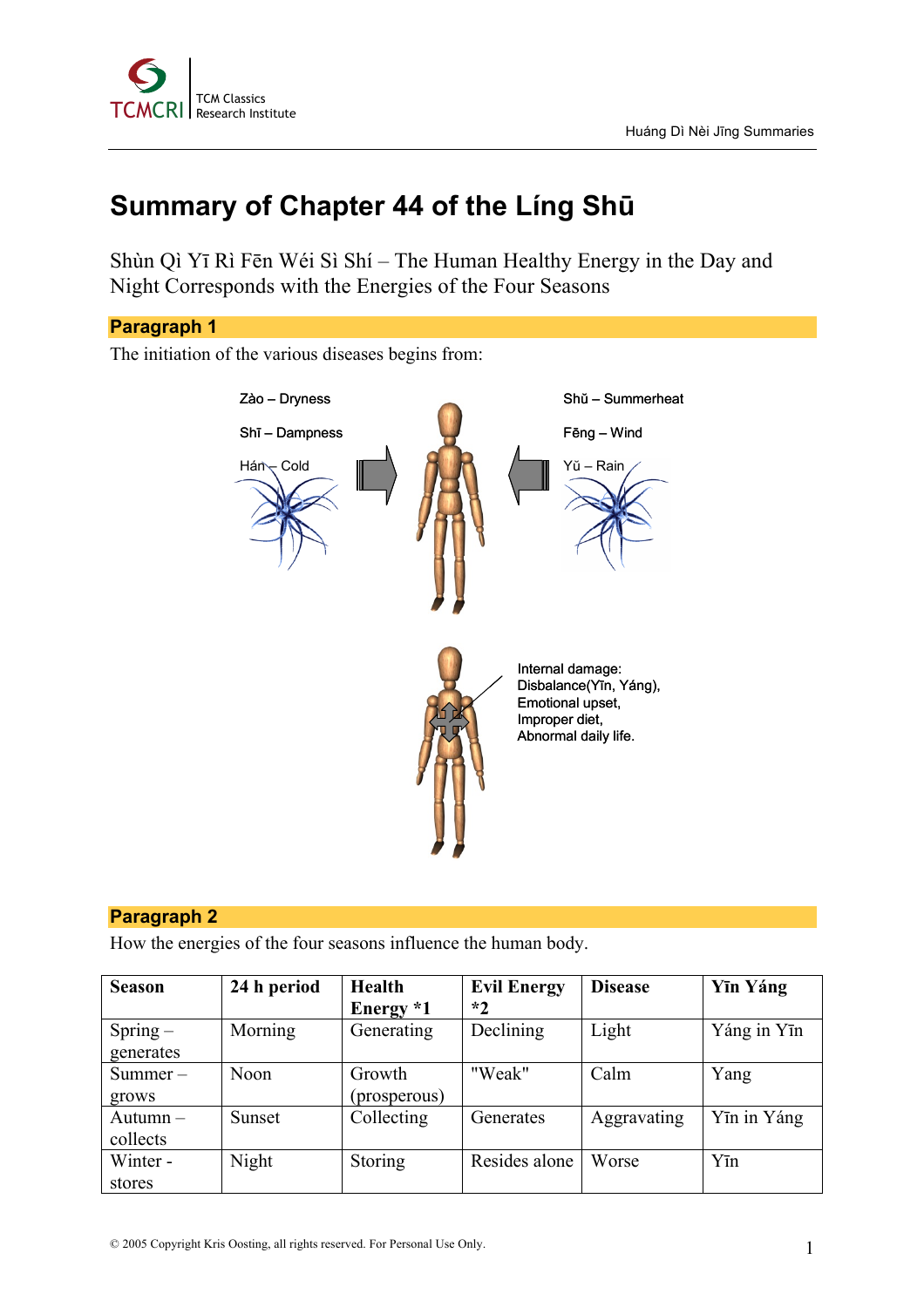# Summary of Chapter 44 of the Líng Shū

Shùn Qì Yī Rì Fēn Wéi Sì Shí – The Human Healthy Energy in the Day and Night Corresponds with the Energies of the Four Seasons

## Paragraph 1

The initiation of the various diseases begins from:

Zào – Dryness

Shī – Dampness

Hán – Cold

Shǔ – Summerheat

Fēng – Wind

Yǔ – Rain

Internal damage:
Disbalance(Yīn, Yáng),
Emotional upset,
Improper diet,
Abnormal daily life.

## Paragraph 2

How the energies of the four seasons influence the human body.

| Season | 24 h period | Health Energy *1 | Evil Energy *2 | Disease | Yīn Yáng |
|---|---|---|---|---|---|
| Spring – generates | Morning | Generating | Declining | Light | Yáng in Yīn |
| Summer – grows | Noon | Growth (prosperous) | "Weak" | Calm | Yang |
| Autumn – collects | Sunset | Collecting | Generates | Aggravating | Yīn in Yáng |
| Winter - stores | Night | Storing | Resides alone | Worse | Yīn |

© 2005 Copyright Kris Oosting, all rights reserved. For Personal Use Only.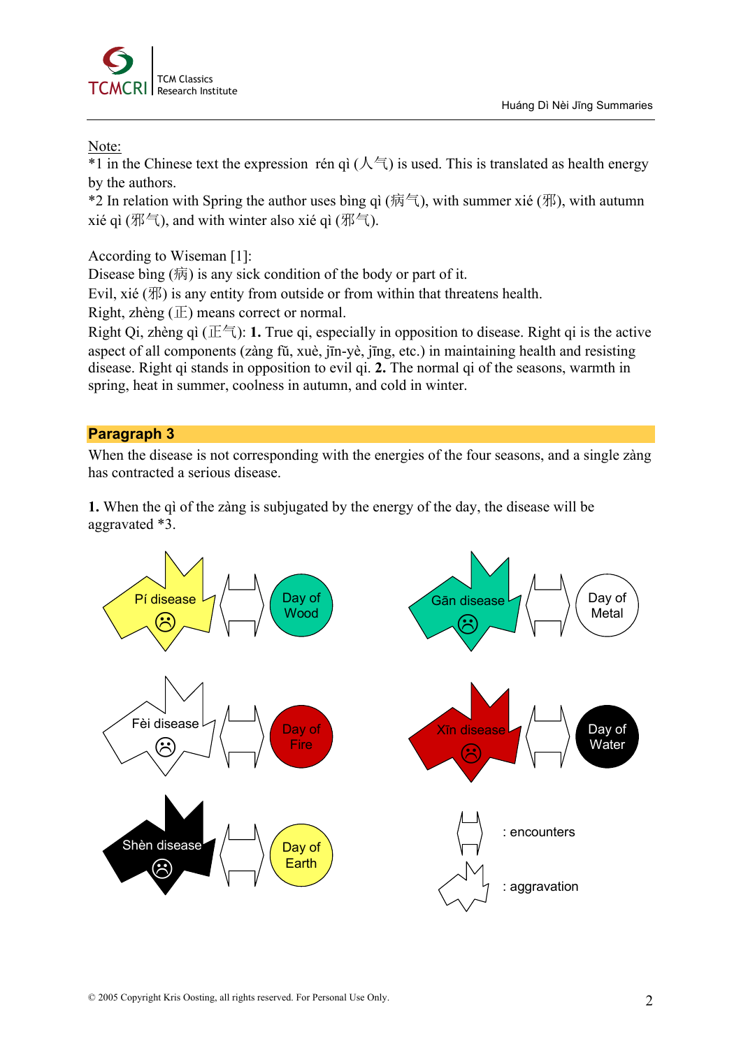Note:

*1 in the Chinese text the expression rén qì (人气) is used. This is translated as health energy by the authors.

*2 In relation with Spring the author uses bìng qì (病气), with summer xié (邪), with autumn xié qì (邪气), and with winter also xié qì (邪气).

According to Wiseman [1]:

Disease bìng (病) is any sick condition of the body or part of it.

Evil, xié (邪) is any entity from outside or from within that threatens health.

Right, zhèng (正) means correct or normal.

Right Qi, zhèng qì (正气): **1.** True qi, especially in opposition to disease. Right qi is the active aspect of all components (zàng fŭ, xuè, jīn-yè, jīng, etc.) in maintaining health and resisting disease. Right qi stands in opposition to evil qi. **2.** The normal qi of the seasons, warmth in spring, heat in summer, coolness in autumn, and cold in winter.

## Paragraph 3

When the disease is not corresponding with the energies of the four seasons, and a single zàng has contracted a serious disease.

**1.** When the qì of the zàng is subjugated by the energy of the day, the disease will be aggravated *3.

Pí disease ☹ — Day of Wood

Gān disease ☹ — Day of Metal

Fèi disease ☹ — Day of Fire

Xīn disease ☹ — Day of Water

Shèn disease ☹ — Day of Earth

: encounters

: aggravation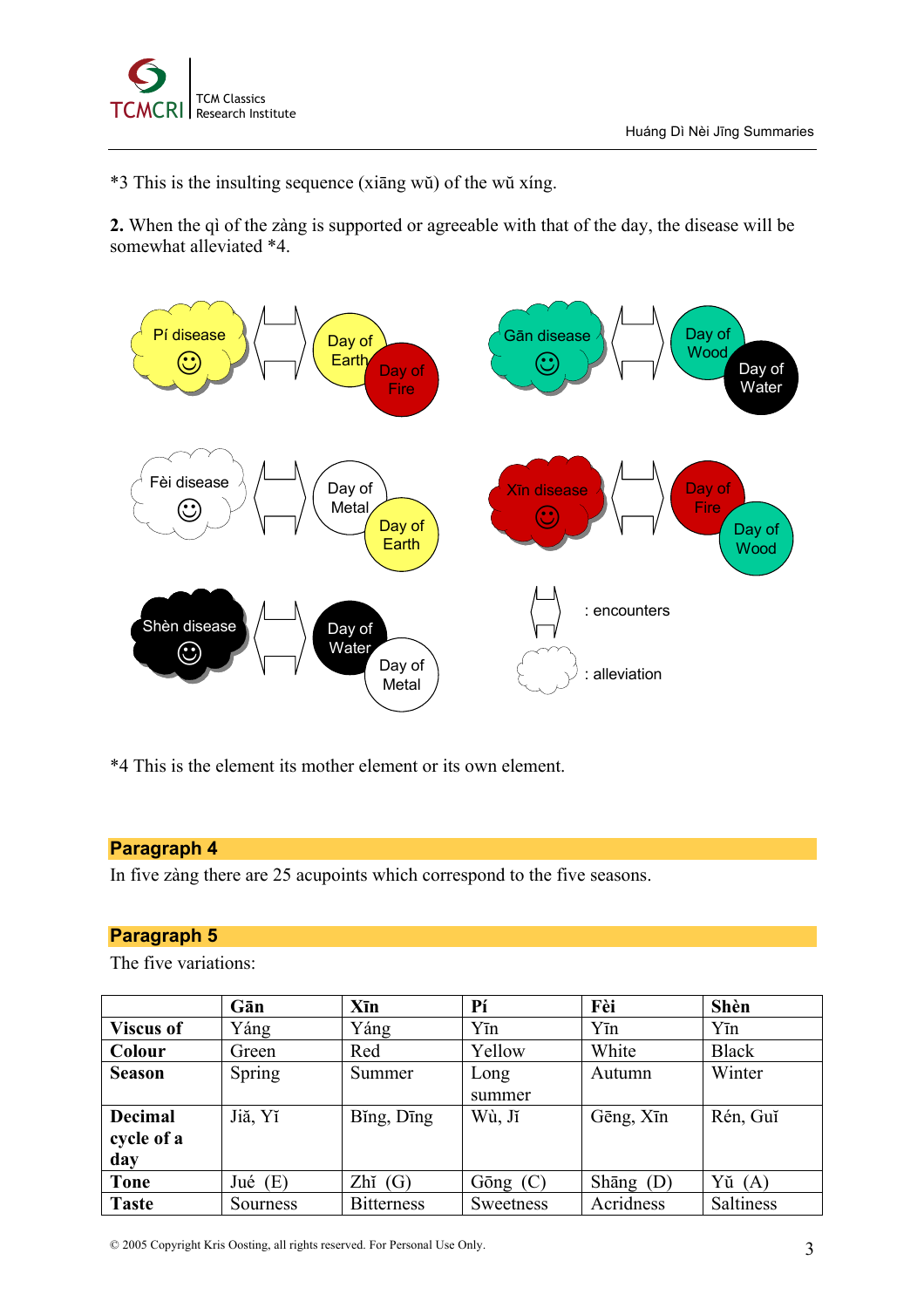*3 This is the insulting sequence (xiāng wǔ) of the wǔ xíng.

**2.** When the qì of the zàng is supported or agreeable with that of the day, the disease will be somewhat alleviated *4.

Pí disease ☺
Day of Earth
Day of Fire

Gān disease ☺
Day of Wood
Day of Water

Fèi disease ☺
Day of Metal
Day of Earth

Xīn disease ☺
Day of Fire
Day of Wood

Shèn disease ☺
Day of Water
Day of Metal

: encounters

: alleviation

*4 This is the element its mother element or its own element.

## Paragraph 4

In five zàng there are 25 acupoints which correspond to the five seasons.

## Paragraph 5

The five variations:

| | Gān | Xīn | Pí | Fèi | Shèn |
|---|---|---|---|---|---|
| **Viscus of** | Yáng | Yáng | Yīn | Yīn | Yīn |
| **Colour** | Green | Red | Yellow | White | Black |
| **Season** | Spring | Summer | Long summer | Autumn | Winter |
| **Decimal cycle of a day** | Jiă, Yĭ | Bĭng, Dīng | Wù, Jĭ | Gēng, Xīn | Rén, Guĭ |
| **Tone** | Jué (E) | Zhĭ (G) | Gōng (C) | Shāng (D) | Yŭ (A) |
| **Taste** | Sourness | Bitterness | Sweetness | Acridness | Saltiness |

© 2005 Copyright Kris Oosting, all rights reserved. For Personal Use Only.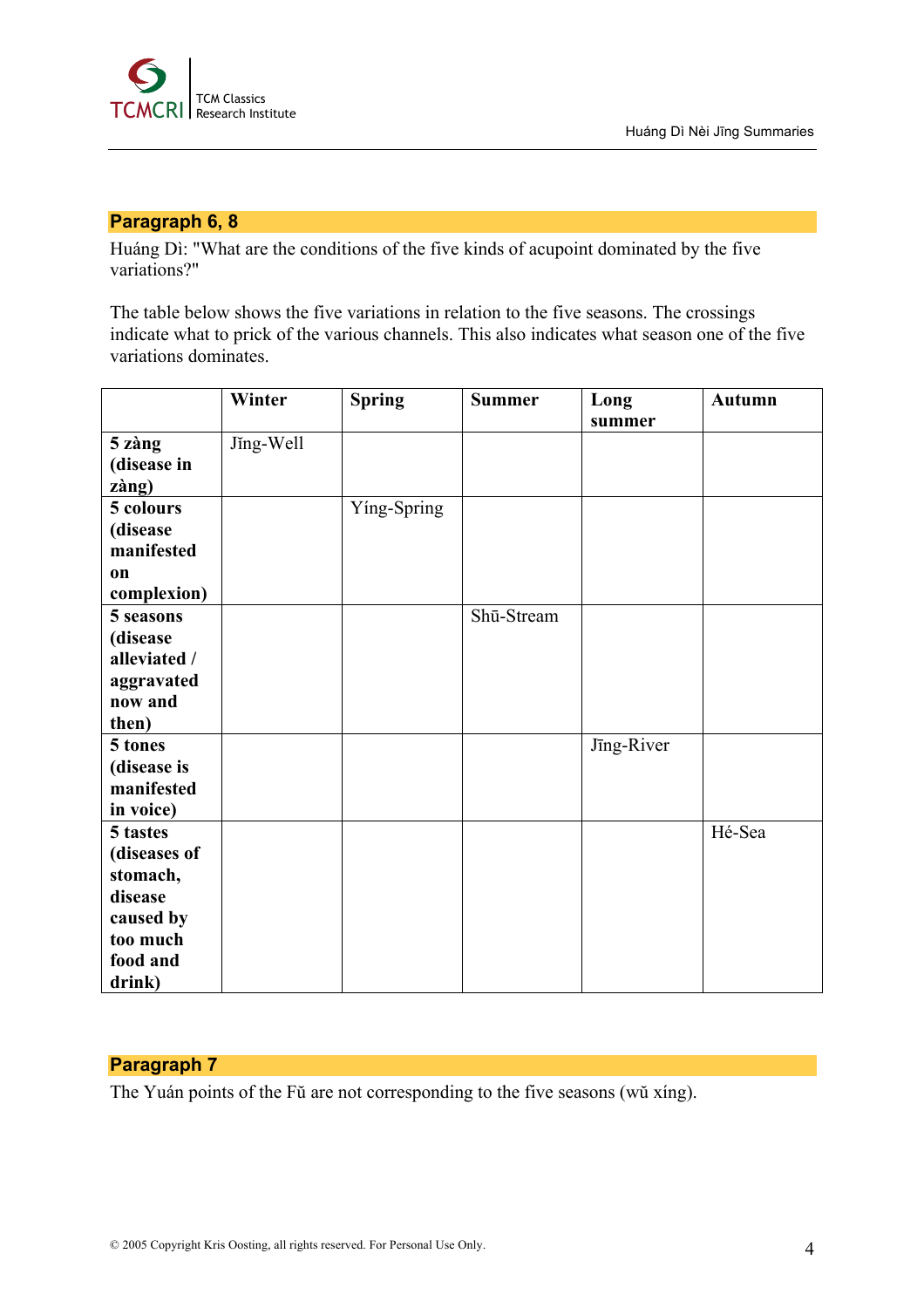## Paragraph 6, 8

Huáng Dì: "What are the conditions of the five kinds of acupoint dominated by the five variations?"

The table below shows the five variations in relation to the five seasons. The crossings indicate what to prick of the various channels. This also indicates what season one of the five variations dominates.

| | Winter | Spring | Summer | Long summer | Autumn |
|---|---|---|---|---|---|
| **5 zàng (disease in zàng)** | Jǐng-Well | | | | |
| **5 colours (disease manifested on complexion)** | | Yíng-Spring | | | |
| **5 seasons (disease alleviated / aggravated now and then)** | | | Shū-Stream | | |
| **5 tones (disease is manifested in voice)** | | | | Jīng-River | |
| **5 tastes (diseases of stomach, disease caused by too much food and drink)** | | | | | Hé-Sea |

## Paragraph 7

The Yuán points of the Fŭ are not corresponding to the five seasons (wŭ xíng).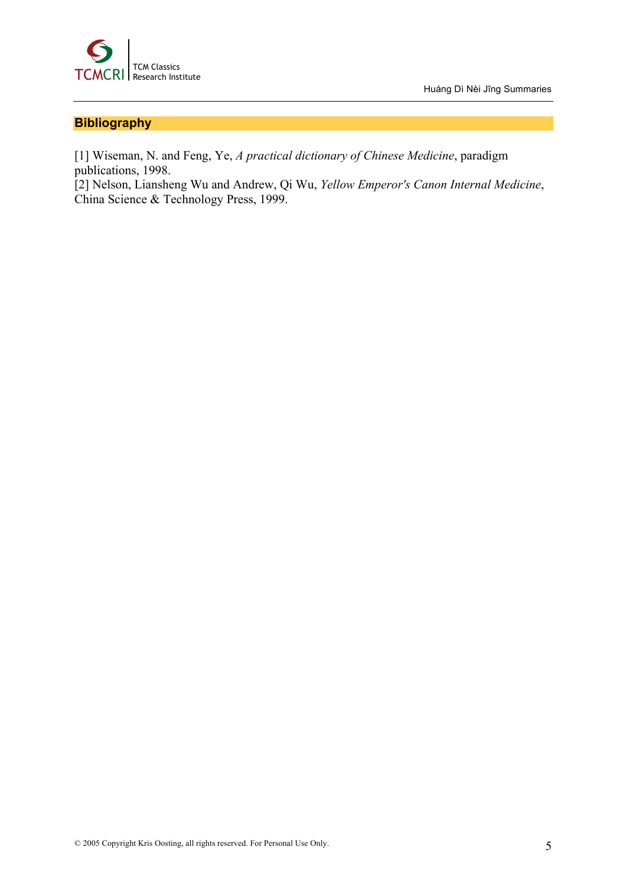## Bibliography

[1] Wiseman, N. and Feng, Ye, *A practical dictionary of Chinese Medicine*, paradigm publications, 1998.
[2] Nelson, Liansheng Wu and Andrew, Qi Wu, *Yellow Emperor's Canon Internal Medicine*, China Science & Technology Press, 1999.

© 2005 Copyright Kris Oosting, all rights reserved. For Personal Use Only.